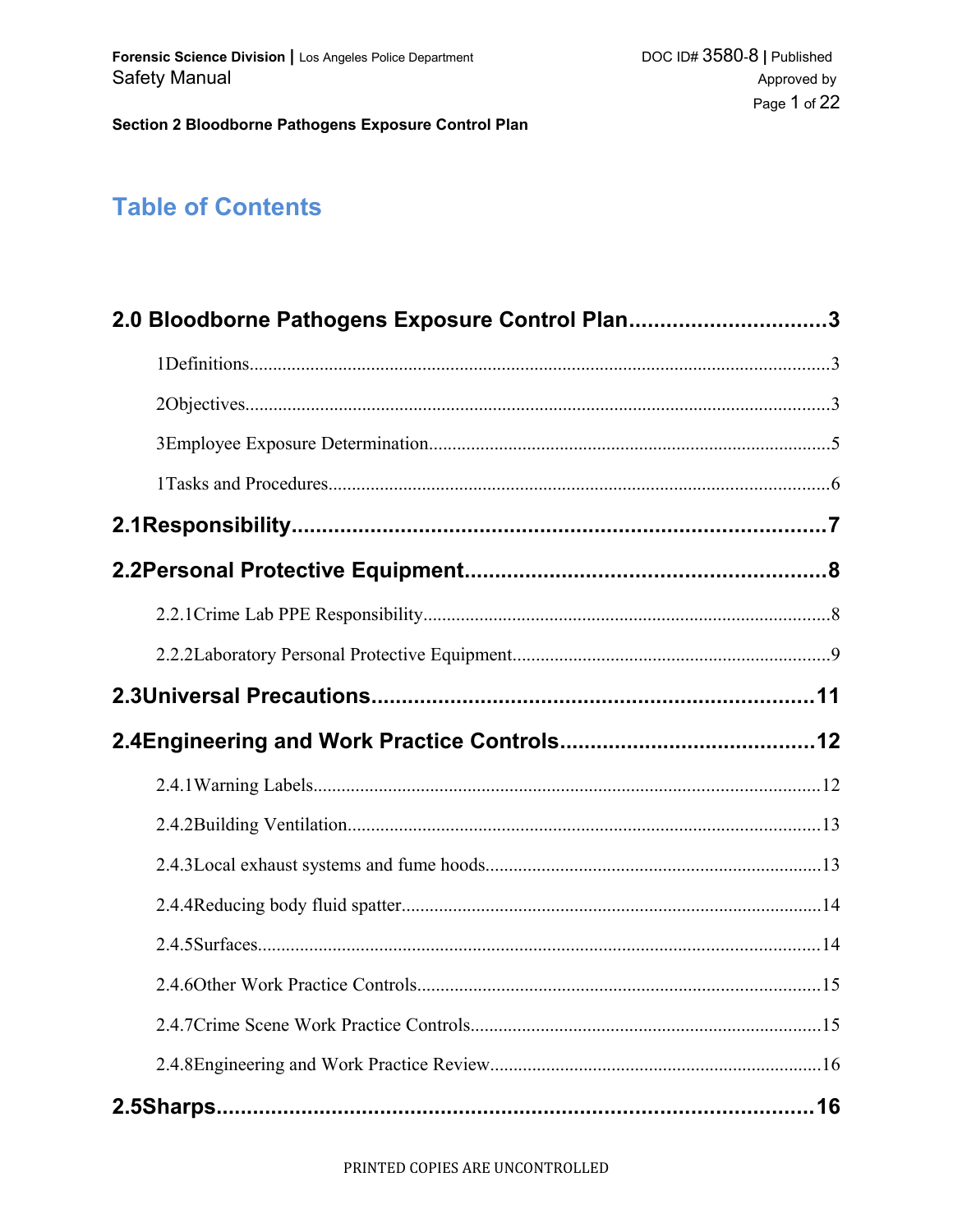# Table of Contents

**2.0 Bloodborne Pathogens Exposure Control Plan................................3**

1Definitions............................................................................................................3

2Objectives.............................................................................................................3

3Employee Exposure Determination......................................................................5

1Tasks and Procedures...........................................................................................6

**2.1Responsibility.........................................................................................7**

**2.2Personal Protective Equipment...........................................................8**

2.2.1Crime Lab PPE Responsibility.......................................................................8

2.2.2Laboratory Personal Protective Equipment....................................................9

**2.3Universal Precautions.........................................................................11**

**2.4Engineering and Work Practice Controls..........................................12**

2.4.1Warning Labels............................................................................................12

2.4.2Building Ventilation.....................................................................................13

2.4.3Local exhaust systems and fume hoods........................................................13

2.4.4Reducing body fluid spatter..........................................................................14

2.4.5Surfaces........................................................................................................14

2.4.6Other Work Practice Controls.......................................................................15

2.4.7Crime Scene Work Practice Controls...........................................................15

2.4.8Engineering and Work Practice Review.......................................................16

**2.5Sharps...................................................................................................16**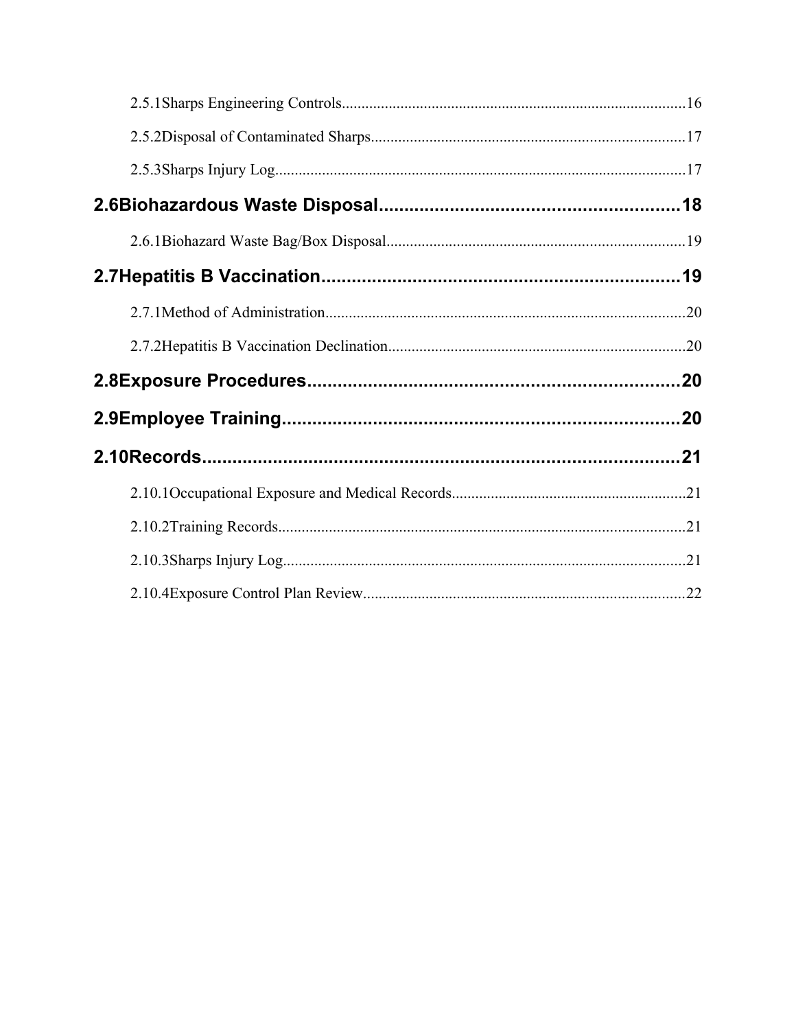2.5.1Sharps Engineering Controls....................................................................................16

2.5.2Disposal of Contaminated Sharps...............................................................................17

2.5.3Sharps Injury Log.........................................................................................................17

**2.6Biohazardous Waste Disposal...........................................................18**

2.6.1Biohazard Waste Bag/Box Disposal...........................................................................19

**2.7Hepatitis B Vaccination......................................................................19**

2.7.1Method of Administration............................................................................................20

2.7.2Hepatitis B Vaccination Declination............................................................................20

**2.8Exposure Procedures..........................................................................20**

**2.9Employee Training...............................................................................20**

**2.10Records..............................................................................................21**

2.10.1Occupational Exposure and Medical Records...........................................................21

2.10.2Training Records.......................................................................................................21

2.10.3Sharps Injury Log.......................................................................................................21

2.10.4Exposure Control Plan Review.................................................................................22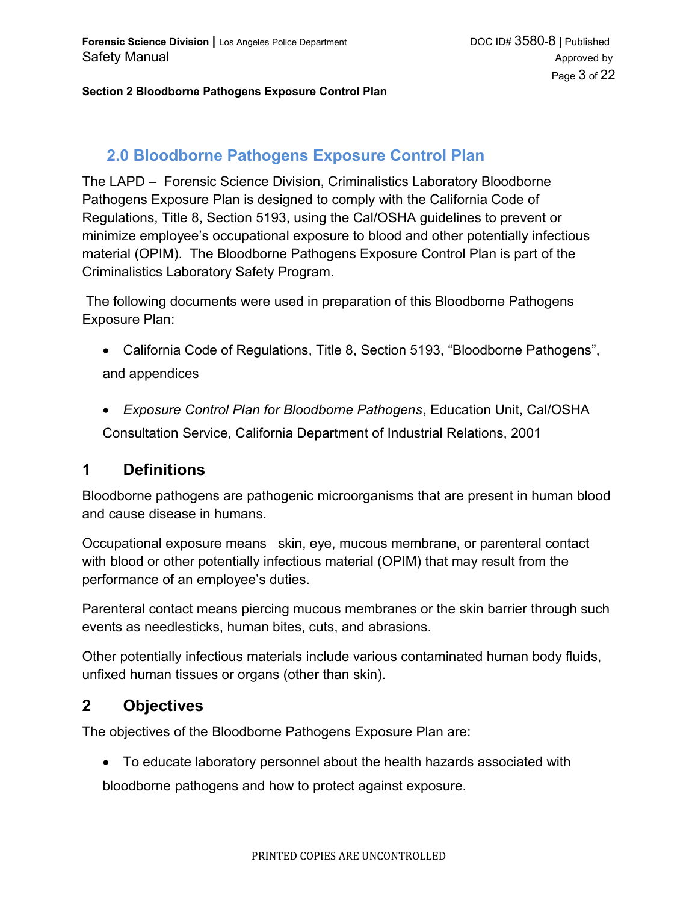## 2.0 Bloodborne Pathogens Exposure Control Plan

The LAPD – Forensic Science Division, Criminalistics Laboratory Bloodborne Pathogens Exposure Plan is designed to comply with the California Code of Regulations, Title 8, Section 5193, using the Cal/OSHA guidelines to prevent or minimize employee's occupational exposure to blood and other potentially infectious material (OPIM). The Bloodborne Pathogens Exposure Control Plan is part of the Criminalistics Laboratory Safety Program.

The following documents were used in preparation of this Bloodborne Pathogens Exposure Plan:

- California Code of Regulations, Title 8, Section 5193, "Bloodborne Pathogens", and appendices
- *Exposure Control Plan for Bloodborne Pathogens*, Education Unit, Cal/OSHA Consultation Service, California Department of Industrial Relations, 2001

## 1 Definitions

Bloodborne pathogens are pathogenic microorganisms that are present in human blood and cause disease in humans.

Occupational exposure means skin, eye, mucous membrane, or parenteral contact with blood or other potentially infectious material (OPIM) that may result from the performance of an employee's duties.

Parenteral contact means piercing mucous membranes or the skin barrier through such events as needlesticks, human bites, cuts, and abrasions.

Other potentially infectious materials include various contaminated human body fluids, unfixed human tissues or organs (other than skin).

## 2 Objectives

The objectives of the Bloodborne Pathogens Exposure Plan are:

- To educate laboratory personnel about the health hazards associated with bloodborne pathogens and how to protect against exposure.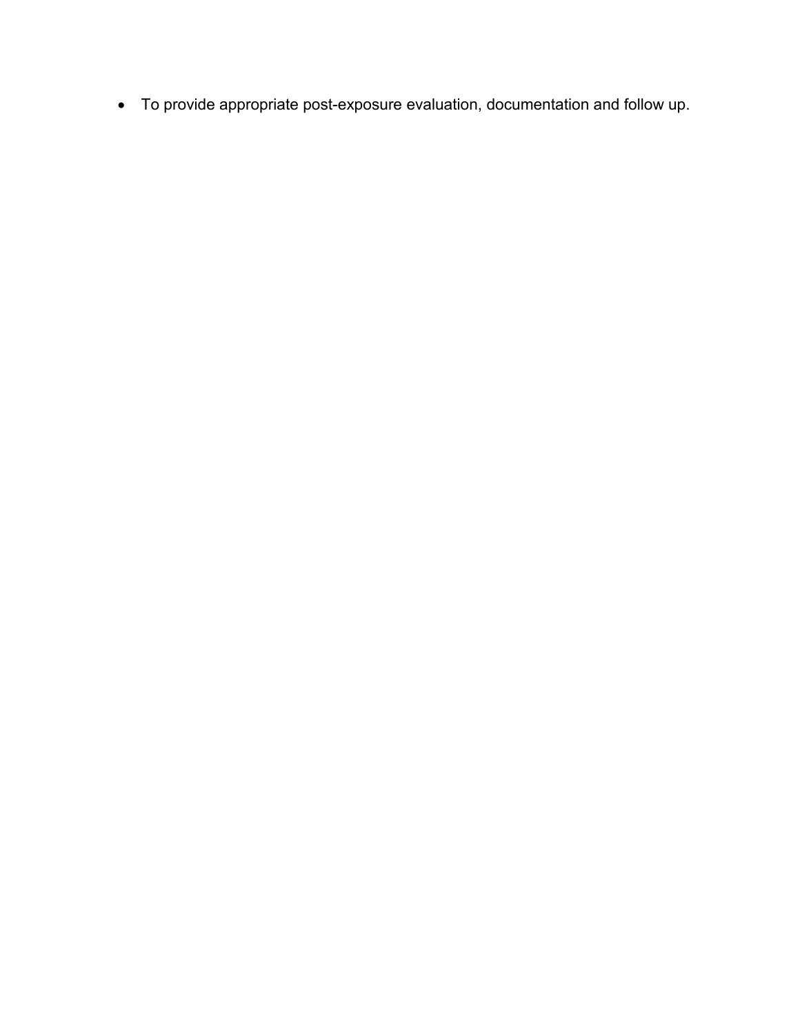- To provide appropriate post-exposure evaluation, documentation and follow up.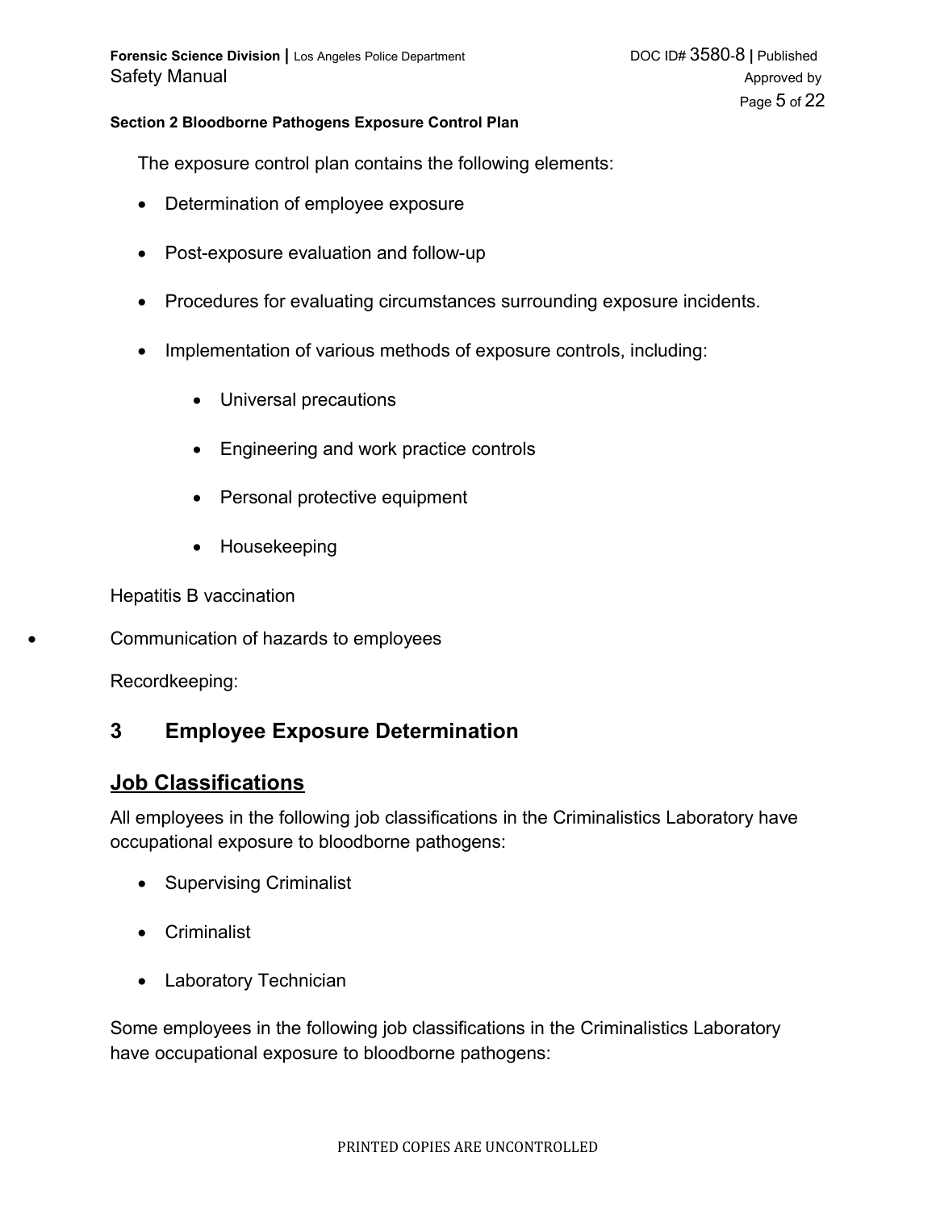The exposure control plan contains the following elements:

- Determination of employee exposure
- Post-exposure evaluation and follow-up
- Procedures for evaluating circumstances surrounding exposure incidents.
- Implementation of various methods of exposure controls, including:
    - Universal precautions
    - Engineering and work practice controls
    - Personal protective equipment
    - Housekeeping

Hepatitis B vaccination

- Communication of hazards to employees

Recordkeeping:

# 3 Employee Exposure Determination

## Job Classifications

All employees in the following job classifications in the Criminalistics Laboratory have occupational exposure to bloodborne pathogens:

- Supervising Criminalist
- Criminalist
- Laboratory Technician

Some employees in the following job classifications in the Criminalistics Laboratory have occupational exposure to bloodborne pathogens: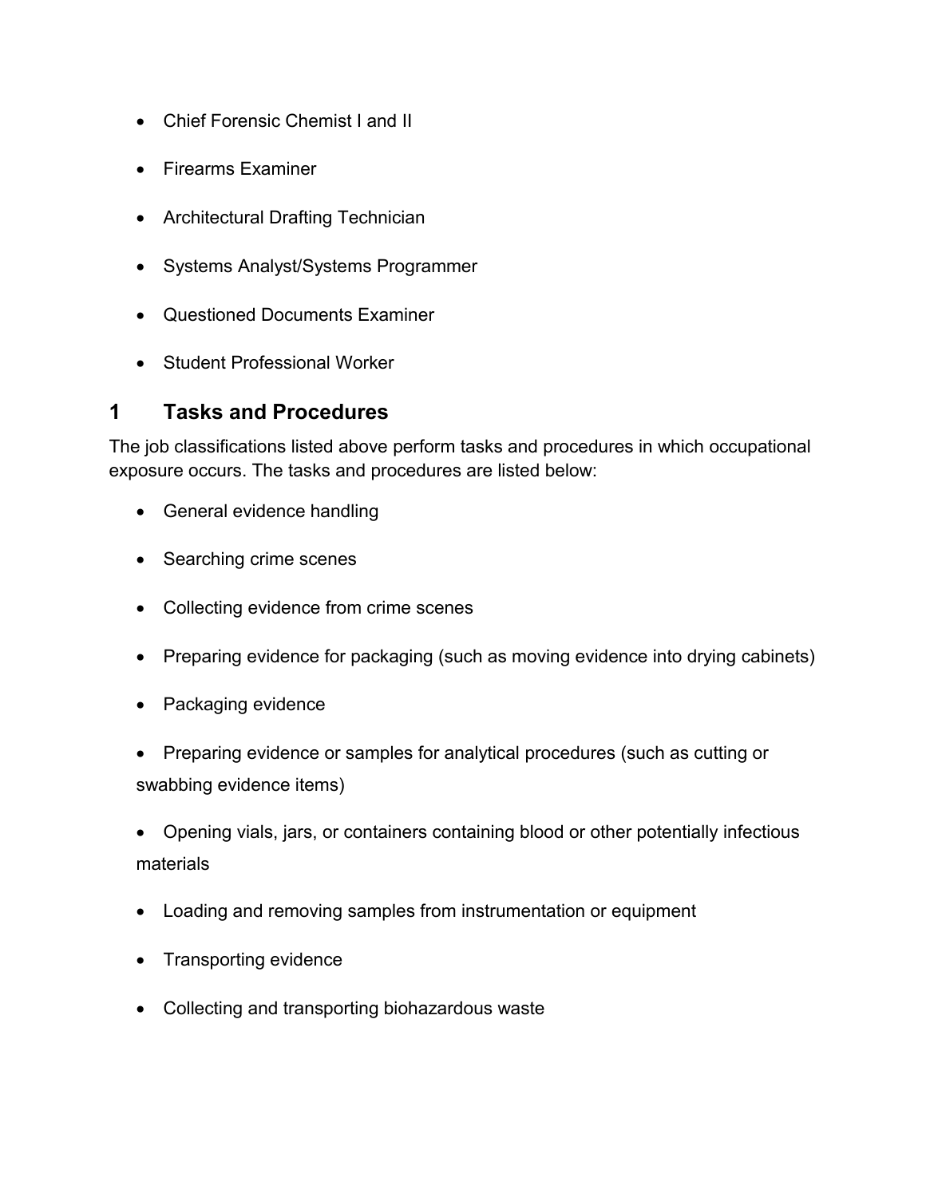- Chief Forensic Chemist I and II
- Firearms Examiner
- Architectural Drafting Technician
- Systems Analyst/Systems Programmer
- Questioned Documents Examiner
- Student Professional Worker

# 1 Tasks and Procedures

The job classifications listed above perform tasks and procedures in which occupational exposure occurs. The tasks and procedures are listed below:

- General evidence handling
- Searching crime scenes
- Collecting evidence from crime scenes
- Preparing evidence for packaging (such as moving evidence into drying cabinets)
- Packaging evidence
- Preparing evidence or samples for analytical procedures (such as cutting or swabbing evidence items)
- Opening vials, jars, or containers containing blood or other potentially infectious materials
- Loading and removing samples from instrumentation or equipment
- Transporting evidence
- Collecting and transporting biohazardous waste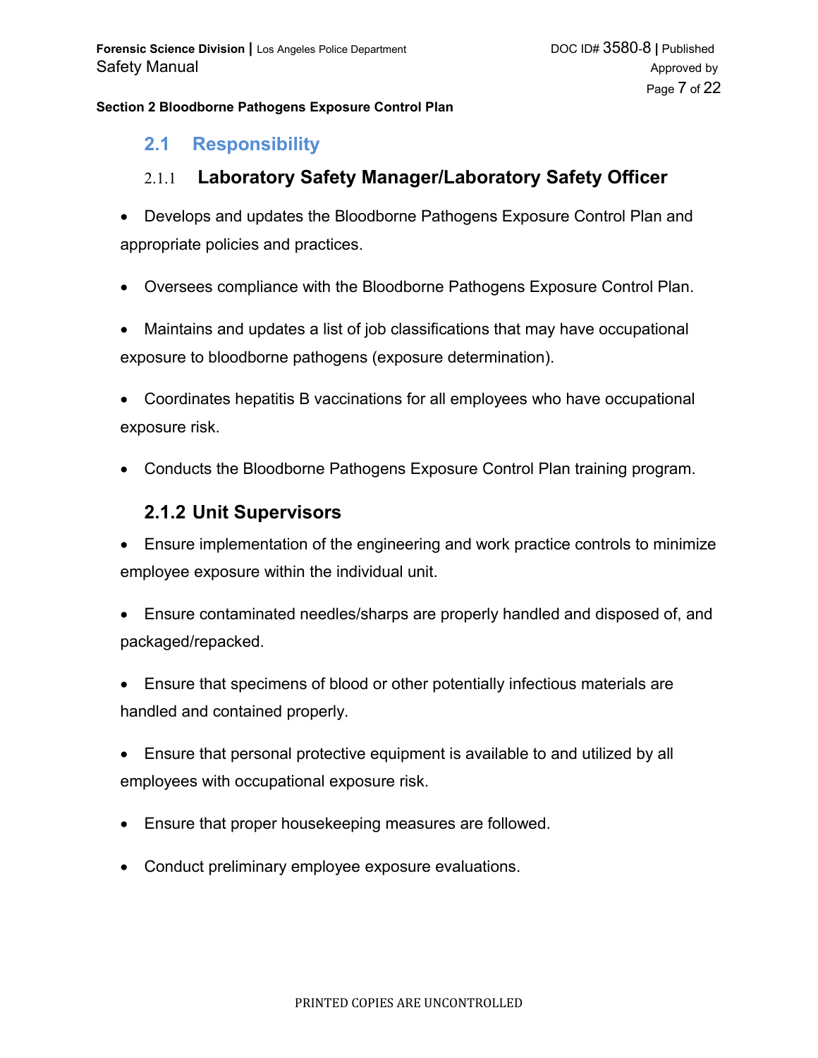## 2.1 Responsibility

### 2.1.1 Laboratory Safety Manager/Laboratory Safety Officer

- Develops and updates the Bloodborne Pathogens Exposure Control Plan and appropriate policies and practices.
- Oversees compliance with the Bloodborne Pathogens Exposure Control Plan.
- Maintains and updates a list of job classifications that may have occupational exposure to bloodborne pathogens (exposure determination).
- Coordinates hepatitis B vaccinations for all employees who have occupational exposure risk.
- Conducts the Bloodborne Pathogens Exposure Control Plan training program.

### 2.1.2 Unit Supervisors

- Ensure implementation of the engineering and work practice controls to minimize employee exposure within the individual unit.
- Ensure contaminated needles/sharps are properly handled and disposed of, and packaged/repacked.
- Ensure that specimens of blood or other potentially infectious materials are handled and contained properly.
- Ensure that personal protective equipment is available to and utilized by all employees with occupational exposure risk.
- Ensure that proper housekeeping measures are followed.
- Conduct preliminary employee exposure evaluations.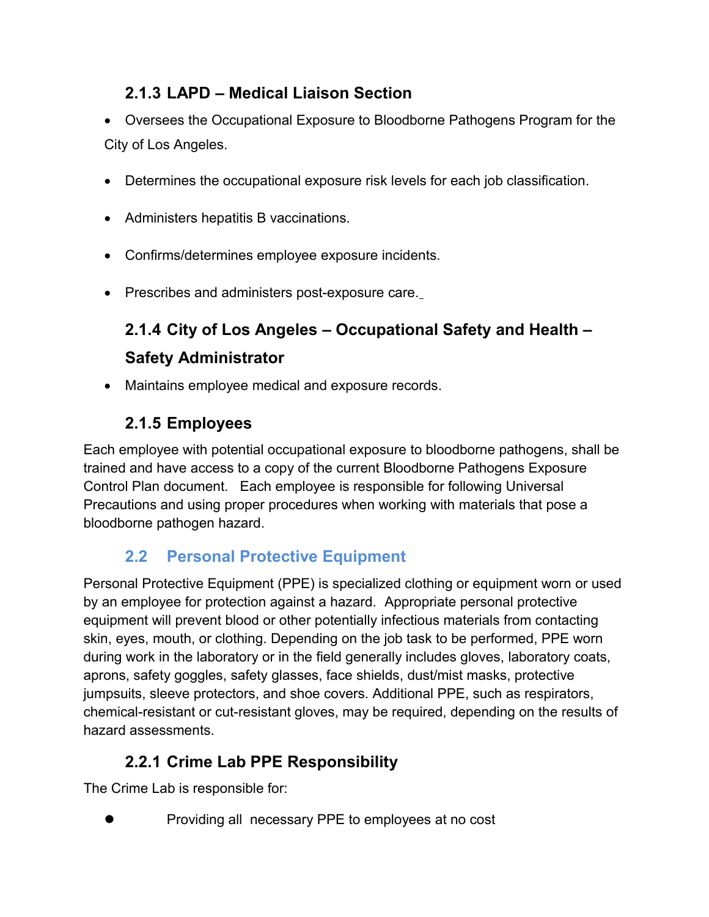### 2.1.3 LAPD – Medical Liaison Section

- Oversees the Occupational Exposure to Bloodborne Pathogens Program for the City of Los Angeles.
- Determines the occupational exposure risk levels for each job classification.
- Administers hepatitis B vaccinations.
- Confirms/determines employee exposure incidents.
- Prescribes and administers post-exposure care.

### 2.1.4 City of Los Angeles – Occupational Safety and Health – Safety Administrator

- Maintains employee medical and exposure records.

### 2.1.5 Employees

Each employee with potential occupational exposure to bloodborne pathogens, shall be trained and have access to a copy of the current Bloodborne Pathogens Exposure Control Plan document. Each employee is responsible for following Universal Precautions and using proper procedures when working with materials that pose a bloodborne pathogen hazard.

## 2.2 Personal Protective Equipment

Personal Protective Equipment (PPE) is specialized clothing or equipment worn or used by an employee for protection against a hazard. Appropriate personal protective equipment will prevent blood or other potentially infectious materials from contacting skin, eyes, mouth, or clothing. Depending on the job task to be performed, PPE worn during work in the laboratory or in the field generally includes gloves, laboratory coats, aprons, safety goggles, safety glasses, face shields, dust/mist masks, protective jumpsuits, sleeve protectors, and shoe covers. Additional PPE, such as respirators, chemical-resistant or cut-resistant gloves, may be required, depending on the results of hazard assessments.

### 2.2.1 Crime Lab PPE Responsibility

The Crime Lab is responsible for:

- Providing all necessary PPE to employees at no cost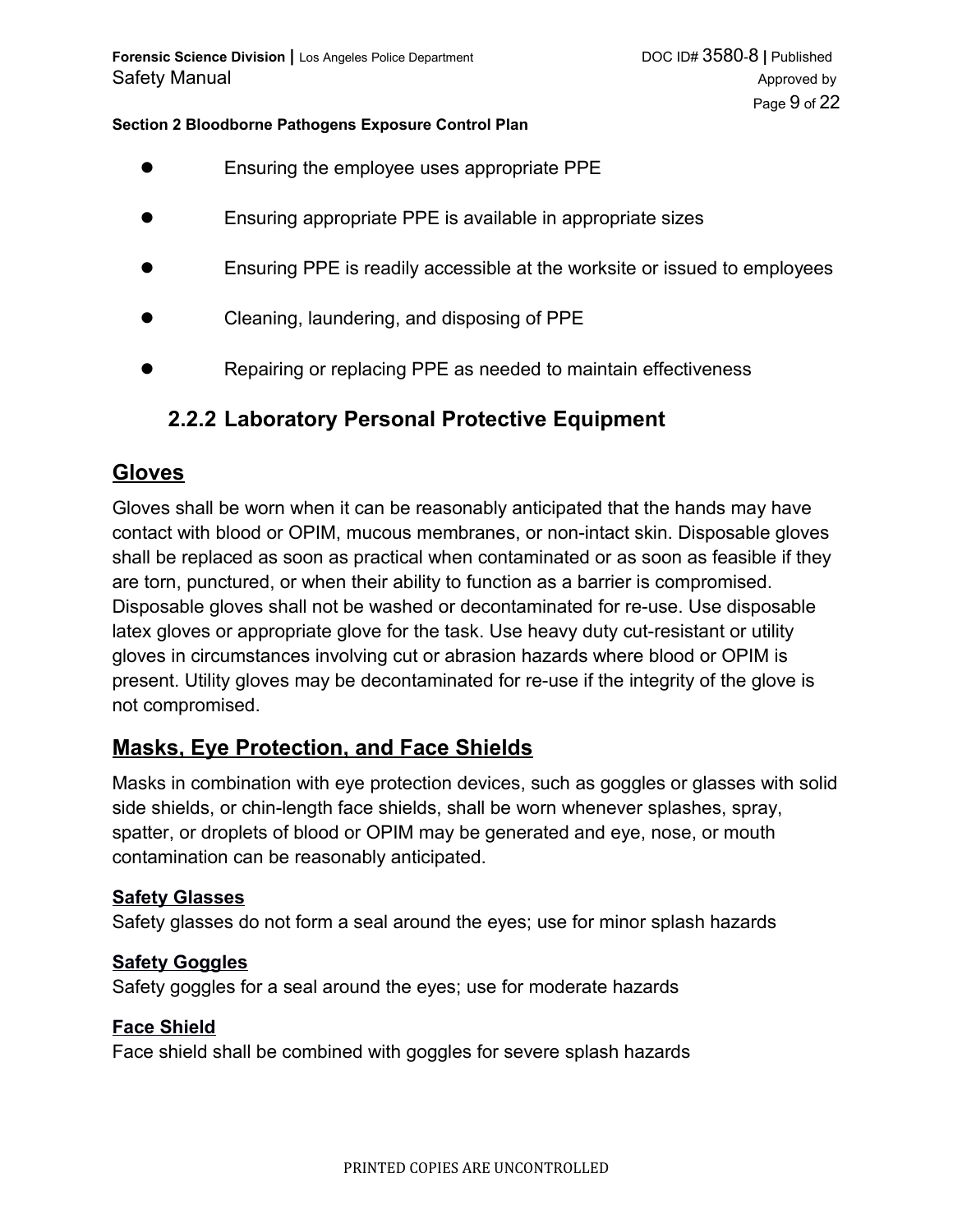- Ensuring the employee uses appropriate PPE
- Ensuring appropriate PPE is available in appropriate sizes
- Ensuring PPE is readily accessible at the worksite or issued to employees
- Cleaning, laundering, and disposing of PPE
- Repairing or replacing PPE as needed to maintain effectiveness

### 2.2.2 Laboratory Personal Protective Equipment

## Gloves

Gloves shall be worn when it can be reasonably anticipated that the hands may have contact with blood or OPIM, mucous membranes, or non-intact skin. Disposable gloves shall be replaced as soon as practical when contaminated or as soon as feasible if they are torn, punctured, or when their ability to function as a barrier is compromised. Disposable gloves shall not be washed or decontaminated for re-use. Use disposable latex gloves or appropriate glove for the task. Use heavy duty cut-resistant or utility gloves in circumstances involving cut or abrasion hazards where blood or OPIM is present. Utility gloves may be decontaminated for re-use if the integrity of the glove is not compromised.

## Masks, Eye Protection, and Face Shields

Masks in combination with eye protection devices, such as goggles or glasses with solid side shields, or chin-length face shields, shall be worn whenever splashes, spray, spatter, or droplets of blood or OPIM may be generated and eye, nose, or mouth contamination can be reasonably anticipated.

**Safety Glasses**
Safety glasses do not form a seal around the eyes; use for minor splash hazards

**Safety Goggles**
Safety goggles for a seal around the eyes; use for moderate hazards

**Face Shield**
Face shield shall be combined with goggles for severe splash hazards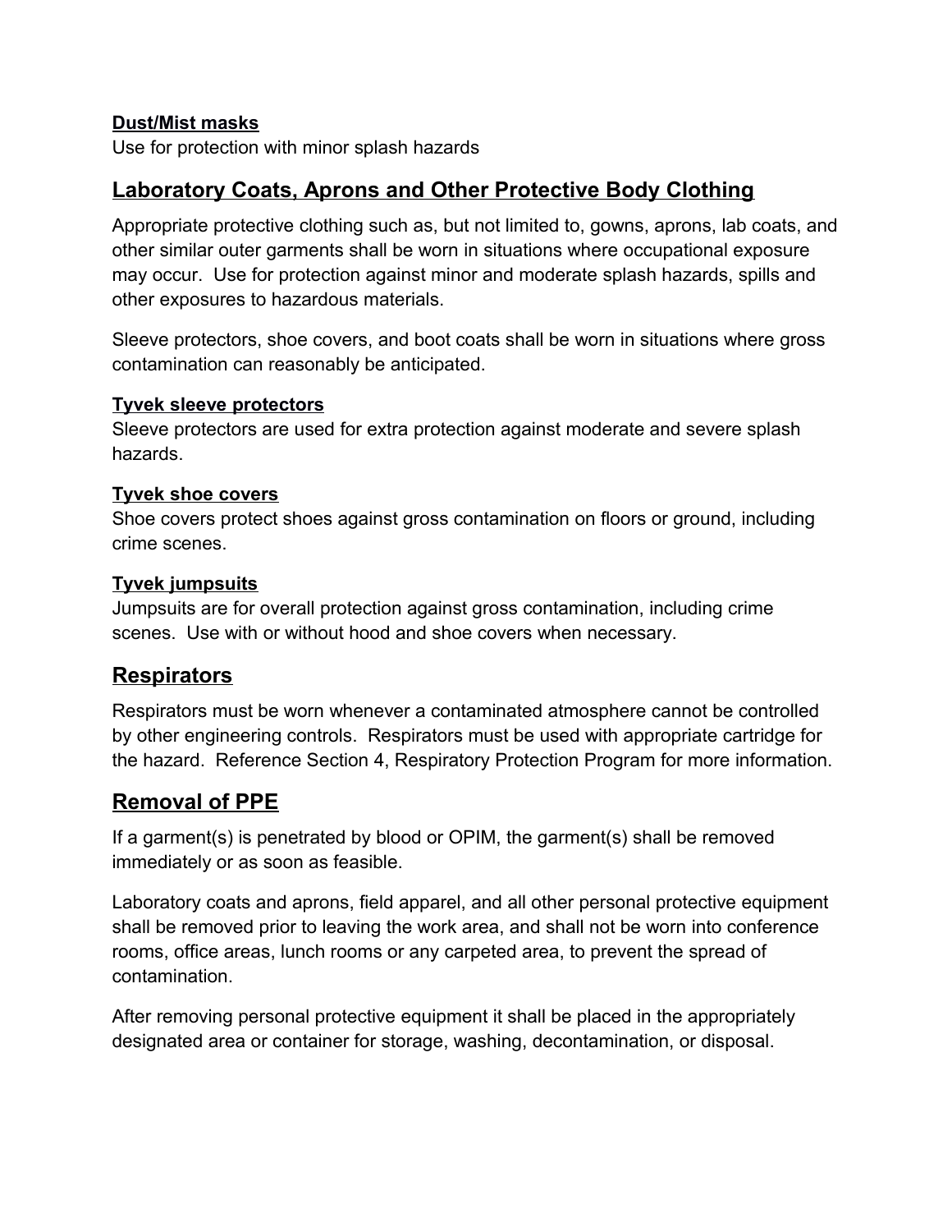#### Dust/Mist masks

Use for protection with minor splash hazards

## Laboratory Coats, Aprons and Other Protective Body Clothing

Appropriate protective clothing such as, but not limited to, gowns, aprons, lab coats, and other similar outer garments shall be worn in situations where occupational exposure may occur. Use for protection against minor and moderate splash hazards, spills and other exposures to hazardous materials.

Sleeve protectors, shoe covers, and boot coats shall be worn in situations where gross contamination can reasonably be anticipated.

#### Tyvek sleeve protectors

Sleeve protectors are used for extra protection against moderate and severe splash hazards.

#### Tyvek shoe covers

Shoe covers protect shoes against gross contamination on floors or ground, including crime scenes.

#### Tyvek jumpsuits

Jumpsuits are for overall protection against gross contamination, including crime scenes. Use with or without hood and shoe covers when necessary.

## Respirators

Respirators must be worn whenever a contaminated atmosphere cannot be controlled by other engineering controls. Respirators must be used with appropriate cartridge for the hazard. Reference Section 4, Respiratory Protection Program for more information.

## Removal of PPE

If a garment(s) is penetrated by blood or OPIM, the garment(s) shall be removed immediately or as soon as feasible.

Laboratory coats and aprons, field apparel, and all other personal protective equipment shall be removed prior to leaving the work area, and shall not be worn into conference rooms, office areas, lunch rooms or any carpeted area, to prevent the spread of contamination.

After removing personal protective equipment it shall be placed in the appropriately designated area or container for storage, washing, decontamination, or disposal.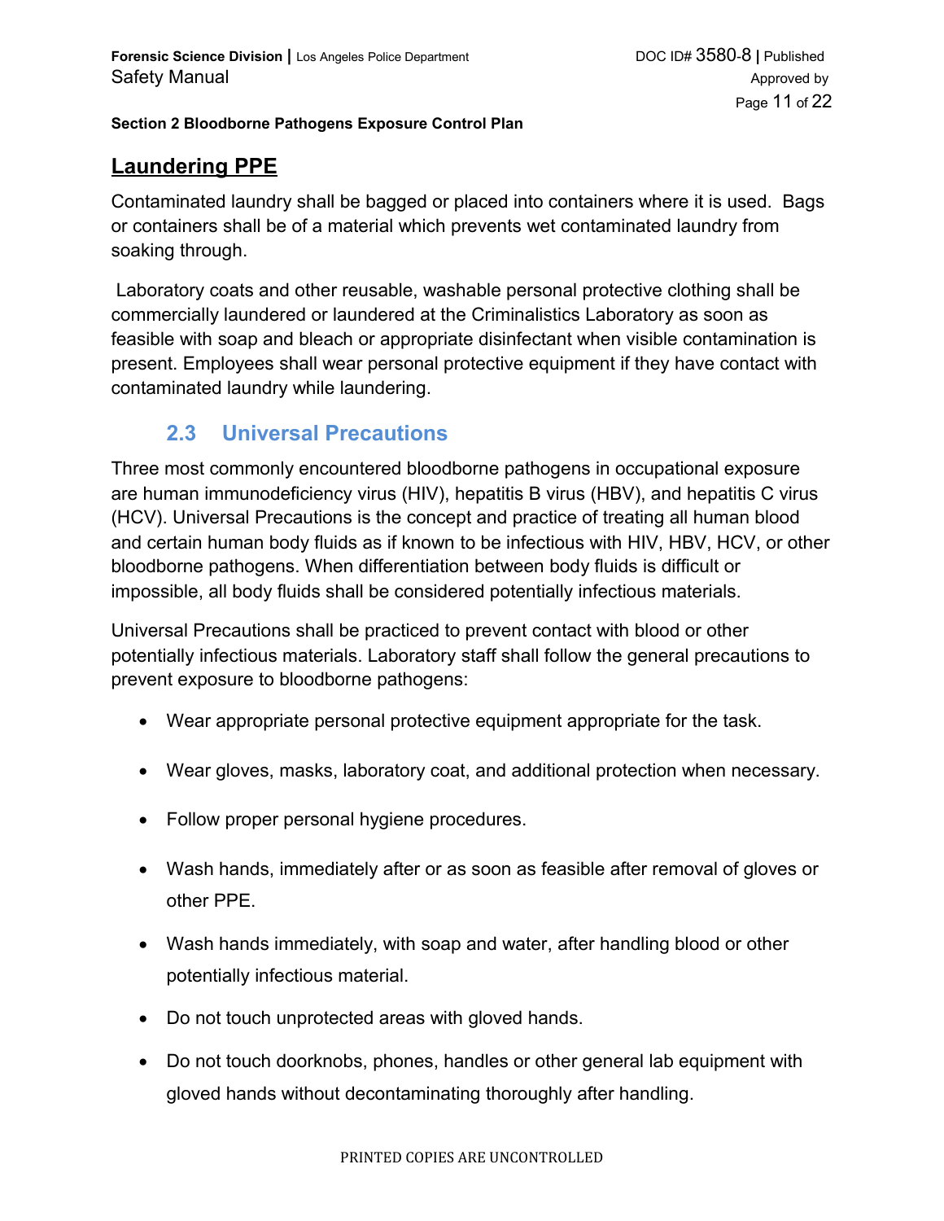## Laundering PPE

Contaminated laundry shall be bagged or placed into containers where it is used. Bags or containers shall be of a material which prevents wet contaminated laundry from soaking through.

Laboratory coats and other reusable, washable personal protective clothing shall be commercially laundered or laundered at the Criminalistics Laboratory as soon as feasible with soap and bleach or appropriate disinfectant when visible contamination is present. Employees shall wear personal protective equipment if they have contact with contaminated laundry while laundering.

## 2.3 Universal Precautions

Three most commonly encountered bloodborne pathogens in occupational exposure are human immunodeficiency virus (HIV), hepatitis B virus (HBV), and hepatitis C virus (HCV). Universal Precautions is the concept and practice of treating all human blood and certain human body fluids as if known to be infectious with HIV, HBV, HCV, or other bloodborne pathogens. When differentiation between body fluids is difficult or impossible, all body fluids shall be considered potentially infectious materials.

Universal Precautions shall be practiced to prevent contact with blood or other potentially infectious materials. Laboratory staff shall follow the general precautions to prevent exposure to bloodborne pathogens:

- Wear appropriate personal protective equipment appropriate for the task.
- Wear gloves, masks, laboratory coat, and additional protection when necessary.
- Follow proper personal hygiene procedures.
- Wash hands, immediately after or as soon as feasible after removal of gloves or other PPE.
- Wash hands immediately, with soap and water, after handling blood or other potentially infectious material.
- Do not touch unprotected areas with gloved hands.
- Do not touch doorknobs, phones, handles or other general lab equipment with gloved hands without decontaminating thoroughly after handling.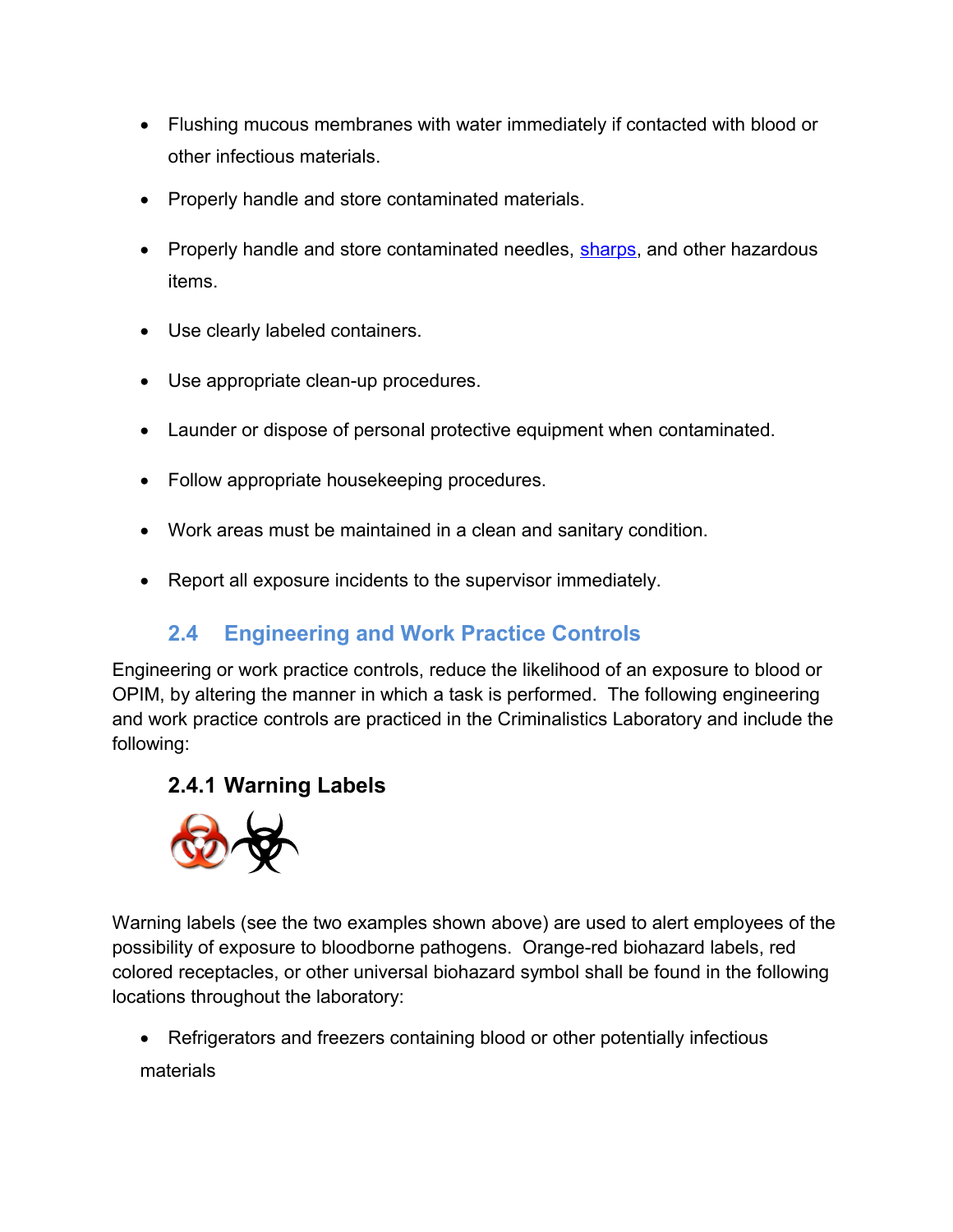- Flushing mucous membranes with water immediately if contacted with blood or other infectious materials.
- Properly handle and store contaminated materials.
- Properly handle and store contaminated needles, sharps, and other hazardous items.
- Use clearly labeled containers.
- Use appropriate clean-up procedures.
- Launder or dispose of personal protective equipment when contaminated.
- Follow appropriate housekeeping procedures.
- Work areas must be maintained in a clean and sanitary condition.
- Report all exposure incidents to the supervisor immediately.

## 2.4 Engineering and Work Practice Controls

Engineering or work practice controls, reduce the likelihood of an exposure to blood or OPIM, by altering the manner in which a task is performed. The following engineering and work practice controls are practiced in the Criminalistics Laboratory and include the following:

### 2.4.1 Warning Labels

Warning labels (see the two examples shown above) are used to alert employees of the possibility of exposure to bloodborne pathogens. Orange-red biohazard labels, red colored receptacles, or other universal biohazard symbol shall be found in the following locations throughout the laboratory:

- Refrigerators and freezers containing blood or other potentially infectious materials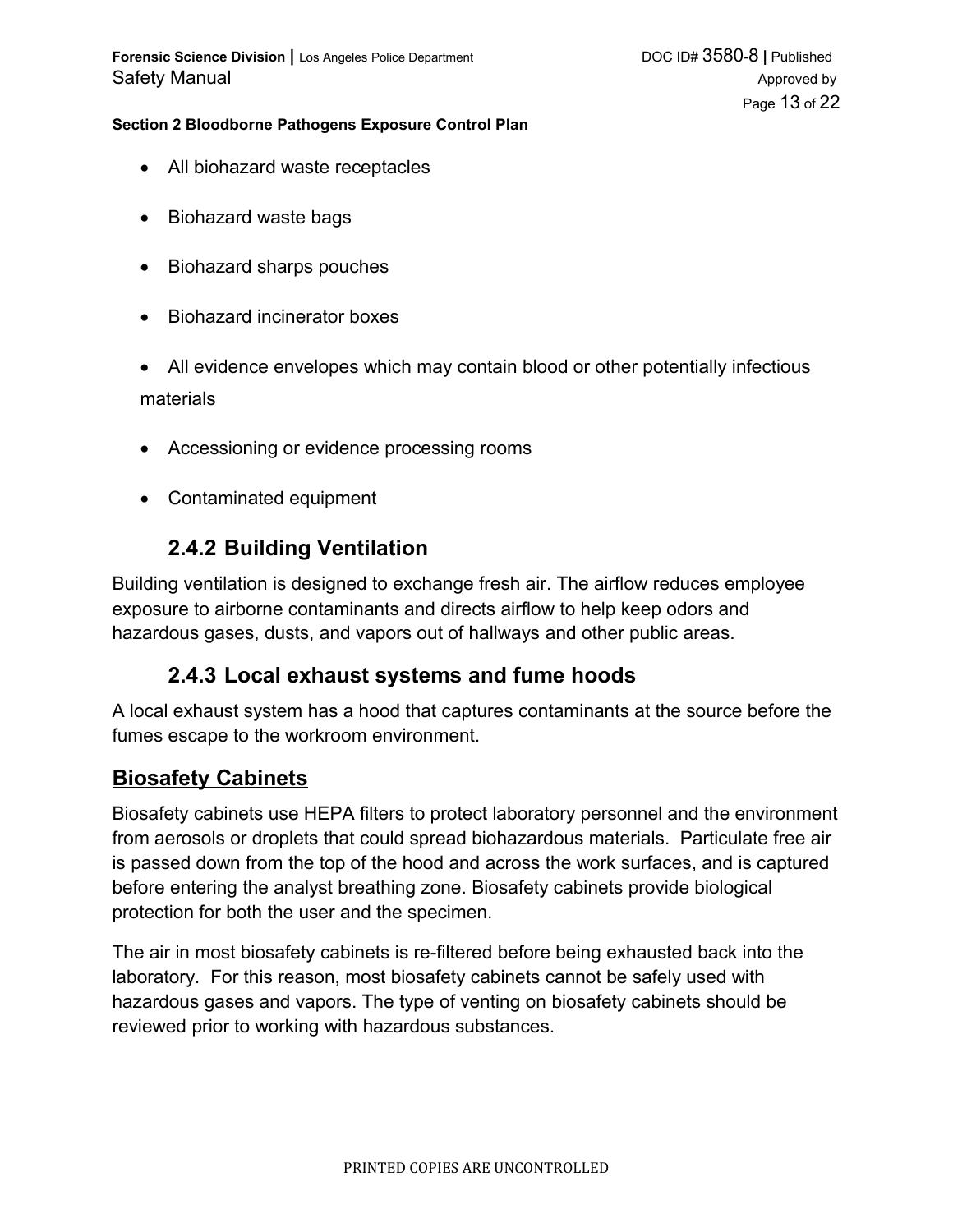- All biohazard waste receptacles
- Biohazard waste bags
- Biohazard sharps pouches
- Biohazard incinerator boxes
- All evidence envelopes which may contain blood or other potentially infectious materials
- Accessioning or evidence processing rooms
- Contaminated equipment

### 2.4.2 Building Ventilation

Building ventilation is designed to exchange fresh air. The airflow reduces employee exposure to airborne contaminants and directs airflow to help keep odors and hazardous gases, dusts, and vapors out of hallways and other public areas.

### 2.4.3 Local exhaust systems and fume hoods

A local exhaust system has a hood that captures contaminants at the source before the fumes escape to the workroom environment.

## Biosafety Cabinets

Biosafety cabinets use HEPA filters to protect laboratory personnel and the environment from aerosols or droplets that could spread biohazardous materials. Particulate free air is passed down from the top of the hood and across the work surfaces, and is captured before entering the analyst breathing zone. Biosafety cabinets provide biological protection for both the user and the specimen.

The air in most biosafety cabinets is re-filtered before being exhausted back into the laboratory. For this reason, most biosafety cabinets cannot be safely used with hazardous gases and vapors. The type of venting on biosafety cabinets should be reviewed prior to working with hazardous substances.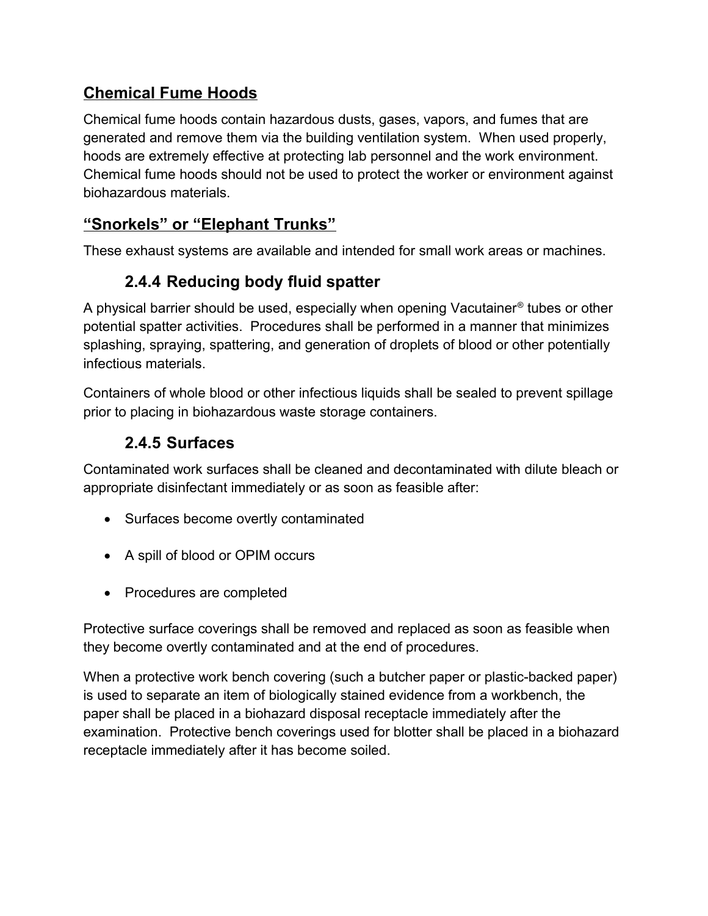**Chemical Fume Hoods**

Chemical fume hoods contain hazardous dusts, gases, vapors, and fumes that are generated and remove them via the building ventilation system. When used properly, hoods are extremely effective at protecting lab personnel and the work environment. Chemical fume hoods should not be used to protect the worker or environment against biohazardous materials.

**"Snorkels" or "Elephant Trunks"**

These exhaust systems are available and intended for small work areas or machines.

### 2.4.4 Reducing body fluid spatter

A physical barrier should be used, especially when opening Vacutainer® tubes or other potential spatter activities. Procedures shall be performed in a manner that minimizes splashing, spraying, spattering, and generation of droplets of blood or other potentially infectious materials.

Containers of whole blood or other infectious liquids shall be sealed to prevent spillage prior to placing in biohazardous waste storage containers.

### 2.4.5 Surfaces

Contaminated work surfaces shall be cleaned and decontaminated with dilute bleach or appropriate disinfectant immediately or as soon as feasible after:

- Surfaces become overtly contaminated
- A spill of blood or OPIM occurs
- Procedures are completed

Protective surface coverings shall be removed and replaced as soon as feasible when they become overtly contaminated and at the end of procedures.

When a protective work bench covering (such a butcher paper or plastic-backed paper) is used to separate an item of biologically stained evidence from a workbench, the paper shall be placed in a biohazard disposal receptacle immediately after the examination. Protective bench coverings used for blotter shall be placed in a biohazard receptacle immediately after it has become soiled.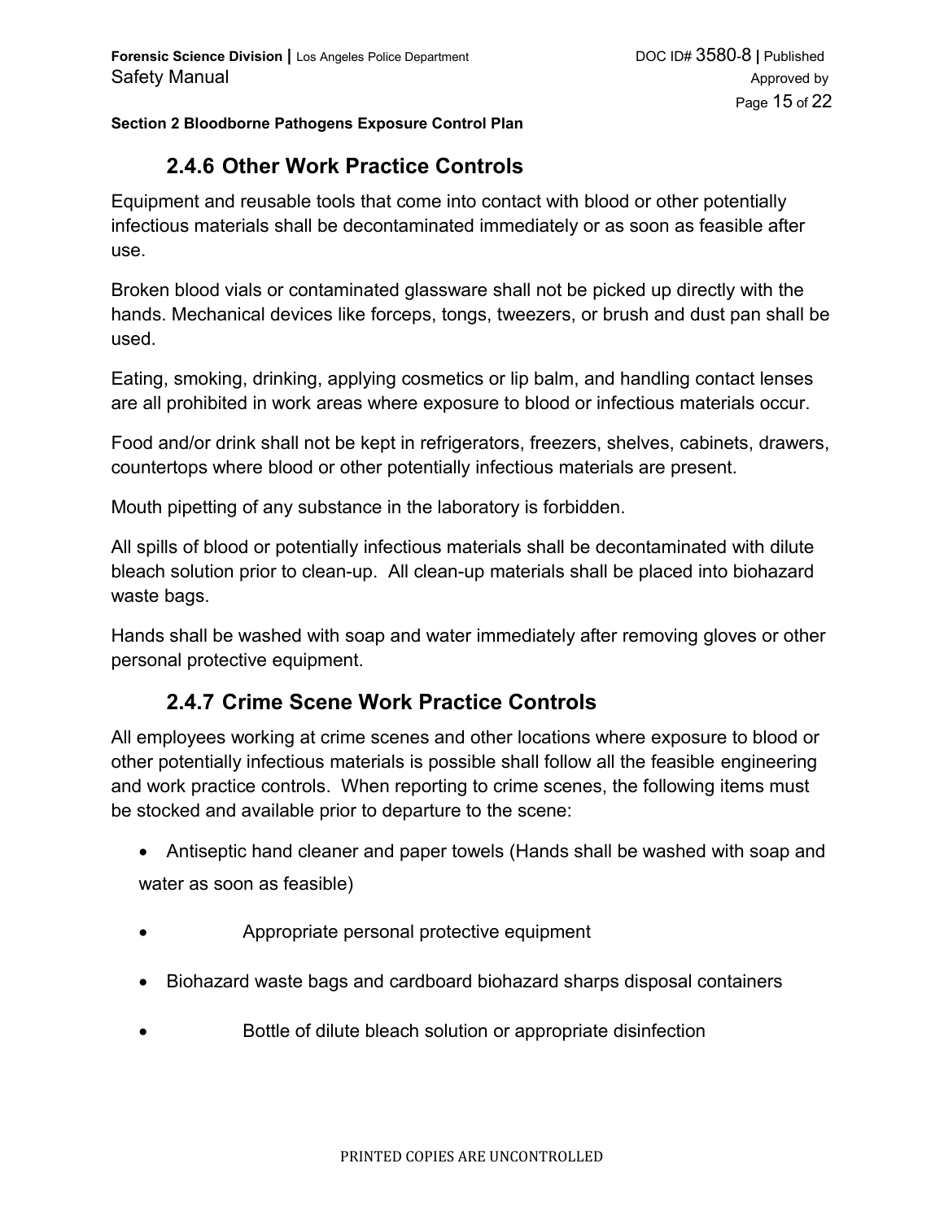## 2.4.6 Other Work Practice Controls

Equipment and reusable tools that come into contact with blood or other potentially infectious materials shall be decontaminated immediately or as soon as feasible after use.

Broken blood vials or contaminated glassware shall not be picked up directly with the hands. Mechanical devices like forceps, tongs, tweezers, or brush and dust pan shall be used.

Eating, smoking, drinking, applying cosmetics or lip balm, and handling contact lenses are all prohibited in work areas where exposure to blood or infectious materials occur.

Food and/or drink shall not be kept in refrigerators, freezers, shelves, cabinets, drawers, countertops where blood or other potentially infectious materials are present.

Mouth pipetting of any substance in the laboratory is forbidden.

All spills of blood or potentially infectious materials shall be decontaminated with dilute bleach solution prior to clean-up. All clean-up materials shall be placed into biohazard waste bags.

Hands shall be washed with soap and water immediately after removing gloves or other personal protective equipment.

## 2.4.7 Crime Scene Work Practice Controls

All employees working at crime scenes and other locations where exposure to blood or other potentially infectious materials is possible shall follow all the feasible engineering and work practice controls. When reporting to crime scenes, the following items must be stocked and available prior to departure to the scene:

- Antiseptic hand cleaner and paper towels (Hands shall be washed with soap and water as soon as feasible)
- Appropriate personal protective equipment
- Biohazard waste bags and cardboard biohazard sharps disposal containers
- Bottle of dilute bleach solution or appropriate disinfection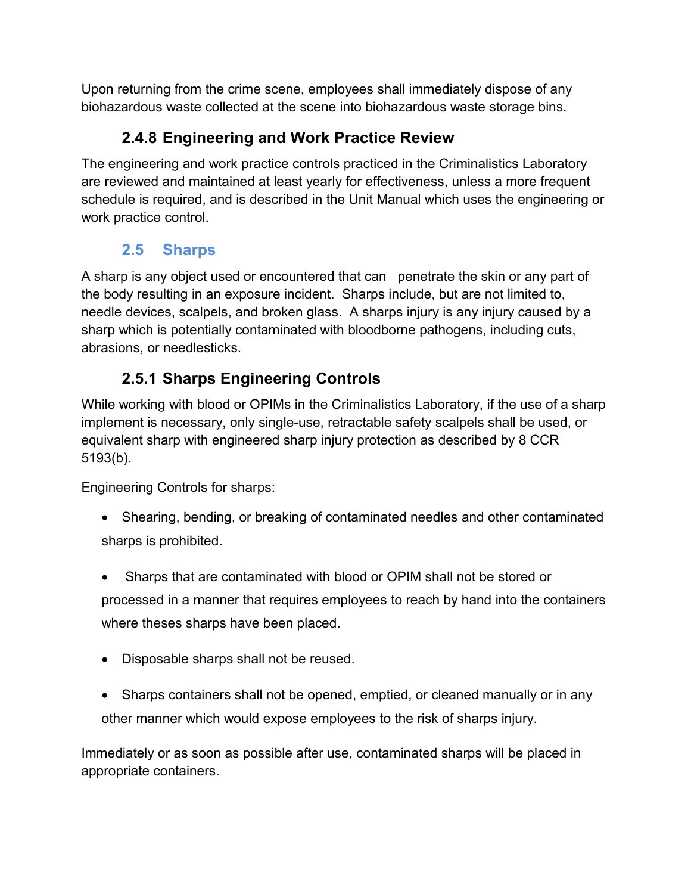Upon returning from the crime scene, employees shall immediately dispose of any biohazardous waste collected at the scene into biohazardous waste storage bins.

### 2.4.8 Engineering and Work Practice Review

The engineering and work practice controls practiced in the Criminalistics Laboratory are reviewed and maintained at least yearly for effectiveness, unless a more frequent schedule is required, and is described in the Unit Manual which uses the engineering or work practice control.

## 2.5 Sharps

A sharp is any object used or encountered that can penetrate the skin or any part of the body resulting in an exposure incident. Sharps include, but are not limited to, needle devices, scalpels, and broken glass. A sharps injury is any injury caused by a sharp which is potentially contaminated with bloodborne pathogens, including cuts, abrasions, or needlesticks.

### 2.5.1 Sharps Engineering Controls

While working with blood or OPIMs in the Criminalistics Laboratory, if the use of a sharp implement is necessary, only single-use, retractable safety scalpels shall be used, or equivalent sharp with engineered sharp injury protection as described by 8 CCR 5193(b).

Engineering Controls for sharps:

- Shearing, bending, or breaking of contaminated needles and other contaminated sharps is prohibited.
- Sharps that are contaminated with blood or OPIM shall not be stored or processed in a manner that requires employees to reach by hand into the containers where theses sharps have been placed.
- Disposable sharps shall not be reused.
- Sharps containers shall not be opened, emptied, or cleaned manually or in any other manner which would expose employees to the risk of sharps injury.

Immediately or as soon as possible after use, contaminated sharps will be placed in appropriate containers.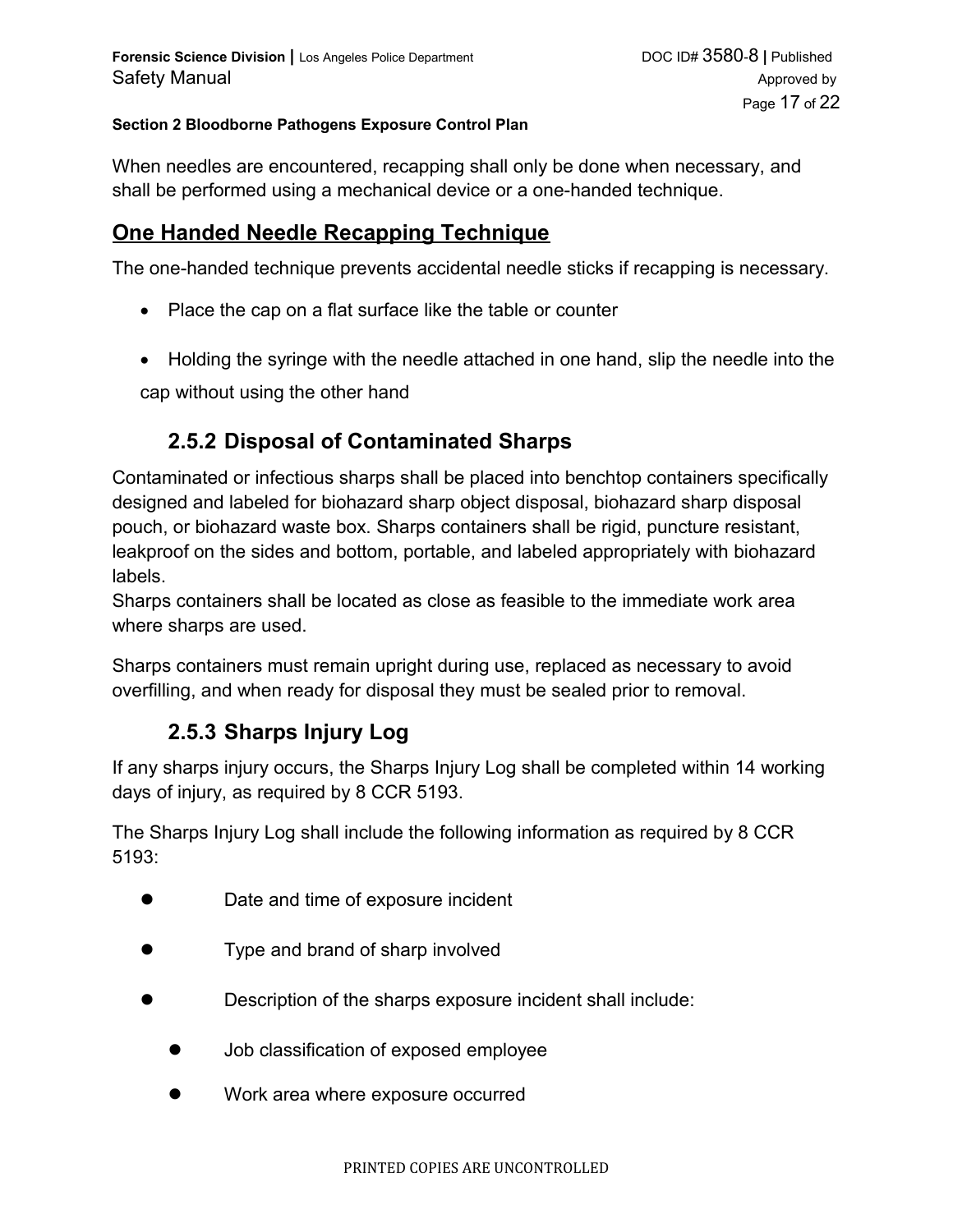When needles are encountered, recapping shall only be done when necessary, and shall be performed using a mechanical device or a one-handed technique.

## One Handed Needle Recapping Technique

The one-handed technique prevents accidental needle sticks if recapping is necessary.

- Place the cap on a flat surface like the table or counter
- Holding the syringe with the needle attached in one hand, slip the needle into the cap without using the other hand

### 2.5.2 Disposal of Contaminated Sharps

Contaminated or infectious sharps shall be placed into benchtop containers specifically designed and labeled for biohazard sharp object disposal, biohazard sharp disposal pouch, or biohazard waste box. Sharps containers shall be rigid, puncture resistant, leakproof on the sides and bottom, portable, and labeled appropriately with biohazard labels.
Sharps containers shall be located as close as feasible to the immediate work area where sharps are used.

Sharps containers must remain upright during use, replaced as necessary to avoid overfilling, and when ready for disposal they must be sealed prior to removal.

### 2.5.3 Sharps Injury Log

If any sharps injury occurs, the Sharps Injury Log shall be completed within 14 working days of injury, as required by 8 CCR 5193.

The Sharps Injury Log shall include the following information as required by 8 CCR 5193:

- Date and time of exposure incident
- Type and brand of sharp involved
- Description of the sharps exposure incident shall include:
  - Job classification of exposed employee
  - Work area where exposure occurred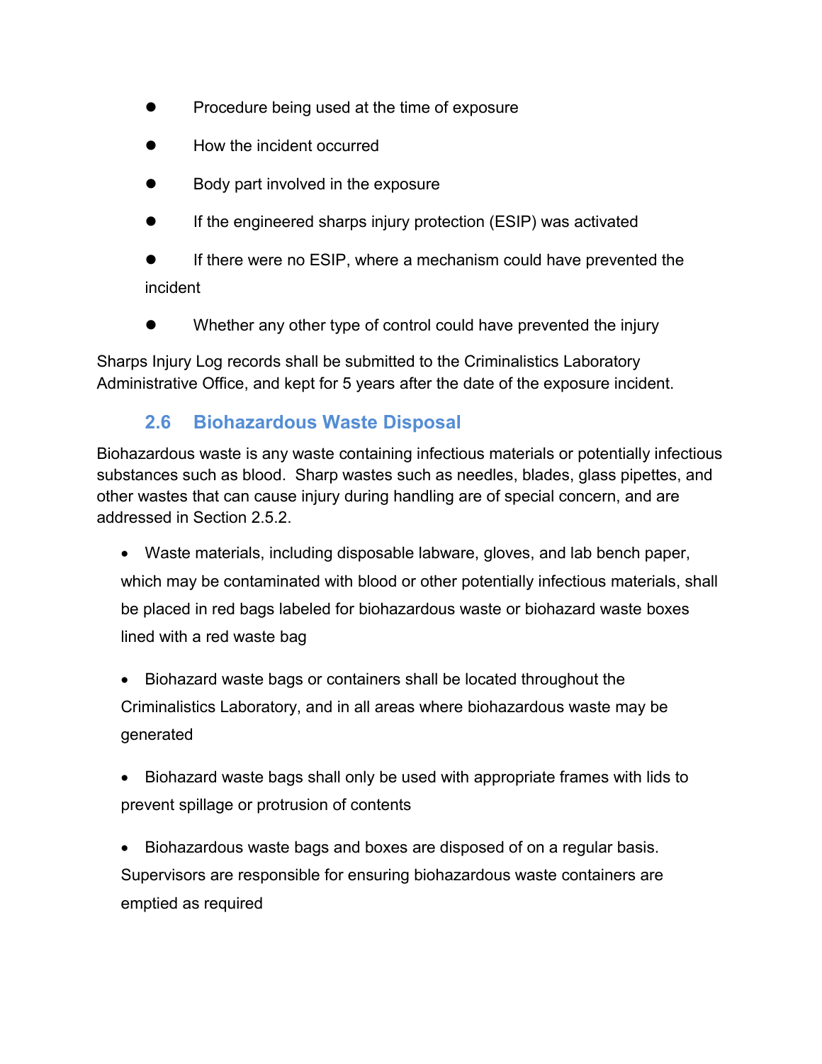- Procedure being used at the time of exposure
- How the incident occurred
- Body part involved in the exposure
- If the engineered sharps injury protection (ESIP) was activated
- If there were no ESIP, where a mechanism could have prevented the incident
- Whether any other type of control could have prevented the injury

Sharps Injury Log records shall be submitted to the Criminalistics Laboratory Administrative Office, and kept for 5 years after the date of the exposure incident.

### 2.6 Biohazardous Waste Disposal

Biohazardous waste is any waste containing infectious materials or potentially infectious substances such as blood. Sharp wastes such as needles, blades, glass pipettes, and other wastes that can cause injury during handling are of special concern, and are addressed in Section 2.5.2.

- Waste materials, including disposable labware, gloves, and lab bench paper, which may be contaminated with blood or other potentially infectious materials, shall be placed in red bags labeled for biohazardous waste or biohazard waste boxes lined with a red waste bag
- Biohazard waste bags or containers shall be located throughout the Criminalistics Laboratory, and in all areas where biohazardous waste may be generated
- Biohazard waste bags shall only be used with appropriate frames with lids to prevent spillage or protrusion of contents
- Biohazardous waste bags and boxes are disposed of on a regular basis. Supervisors are responsible for ensuring biohazardous waste containers are emptied as required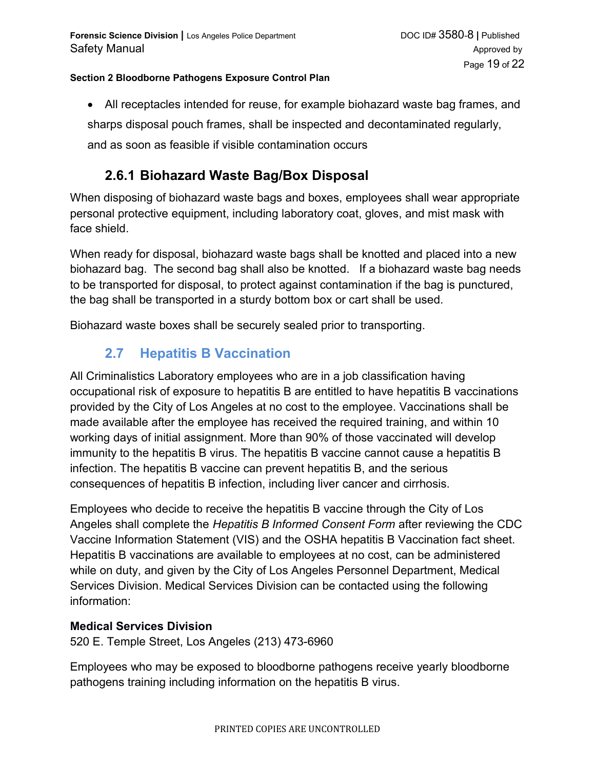- All receptacles intended for reuse, for example biohazard waste bag frames, and sharps disposal pouch frames, shall be inspected and decontaminated regularly, and as soon as feasible if visible contamination occurs

### 2.6.1 Biohazard Waste Bag/Box Disposal

When disposing of biohazard waste bags and boxes, employees shall wear appropriate personal protective equipment, including laboratory coat, gloves, and mist mask with face shield.

When ready for disposal, biohazard waste bags shall be knotted and placed into a new biohazard bag. The second bag shall also be knotted. If a biohazard waste bag needs to be transported for disposal, to protect against contamination if the bag is punctured, the bag shall be transported in a sturdy bottom box or cart shall be used.

Biohazard waste boxes shall be securely sealed prior to transporting.

## 2.7 Hepatitis B Vaccination

All Criminalistics Laboratory employees who are in a job classification having occupational risk of exposure to hepatitis B are entitled to have hepatitis B vaccinations provided by the City of Los Angeles at no cost to the employee. Vaccinations shall be made available after the employee has received the required training, and within 10 working days of initial assignment. More than 90% of those vaccinated will develop immunity to the hepatitis B virus. The hepatitis B vaccine cannot cause a hepatitis B infection. The hepatitis B vaccine can prevent hepatitis B, and the serious consequences of hepatitis B infection, including liver cancer and cirrhosis.

Employees who decide to receive the hepatitis B vaccine through the City of Los Angeles shall complete the *Hepatitis B Informed Consent Form* after reviewing the CDC Vaccine Information Statement (VIS) and the OSHA hepatitis B Vaccination fact sheet. Hepatitis B vaccinations are available to employees at no cost, can be administered while on duty, and given by the City of Los Angeles Personnel Department, Medical Services Division. Medical Services Division can be contacted using the following information:

**Medical Services Division**
520 E. Temple Street, Los Angeles (213) 473-6960

Employees who may be exposed to bloodborne pathogens receive yearly bloodborne pathogens training including information on the hepatitis B virus.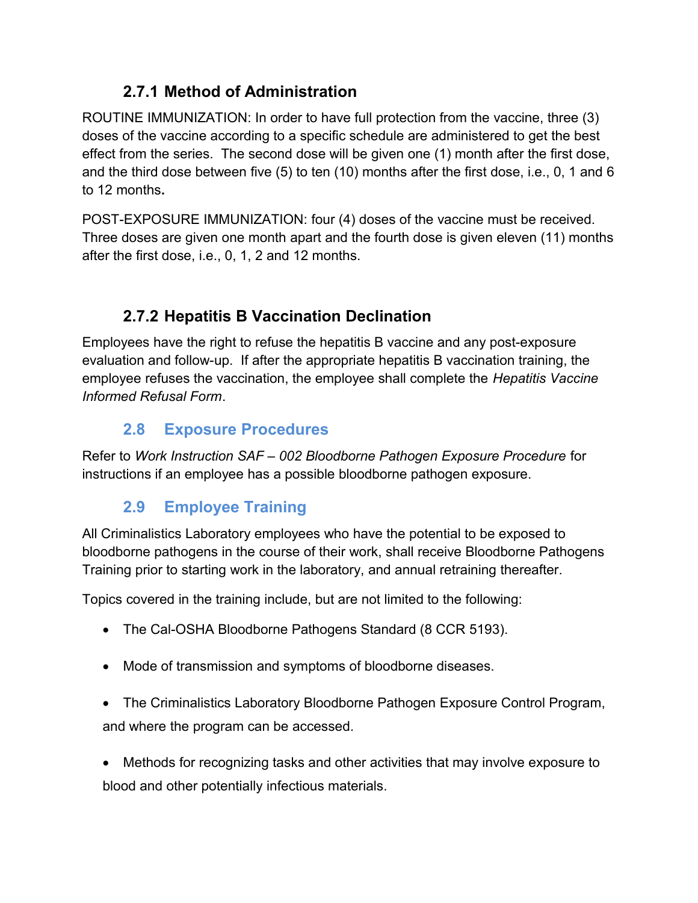### 2.7.1 Method of Administration

ROUTINE IMMUNIZATION: In order to have full protection from the vaccine, three (3) doses of the vaccine according to a specific schedule are administered to get the best effect from the series. The second dose will be given one (1) month after the first dose, and the third dose between five (5) to ten (10) months after the first dose, i.e., 0, 1 and 6 to 12 months**.**

POST-EXPOSURE IMMUNIZATION: four (4) doses of the vaccine must be received. Three doses are given one month apart and the fourth dose is given eleven (11) months after the first dose, i.e., 0, 1, 2 and 12 months.

### 2.7.2 Hepatitis B Vaccination Declination

Employees have the right to refuse the hepatitis B vaccine and any post-exposure evaluation and follow-up. If after the appropriate hepatitis B vaccination training, the employee refuses the vaccination, the employee shall complete the *Hepatitis Vaccine Informed Refusal Form*.

## 2.8 Exposure Procedures

Refer to *Work Instruction SAF – 002 Bloodborne Pathogen Exposure Procedure* for instructions if an employee has a possible bloodborne pathogen exposure.

## 2.9 Employee Training

All Criminalistics Laboratory employees who have the potential to be exposed to bloodborne pathogens in the course of their work, shall receive Bloodborne Pathogens Training prior to starting work in the laboratory, and annual retraining thereafter.

Topics covered in the training include, but are not limited to the following:

- The Cal-OSHA Bloodborne Pathogens Standard (8 CCR 5193).
- Mode of transmission and symptoms of bloodborne diseases.
- The Criminalistics Laboratory Bloodborne Pathogen Exposure Control Program, and where the program can be accessed.
- Methods for recognizing tasks and other activities that may involve exposure to blood and other potentially infectious materials.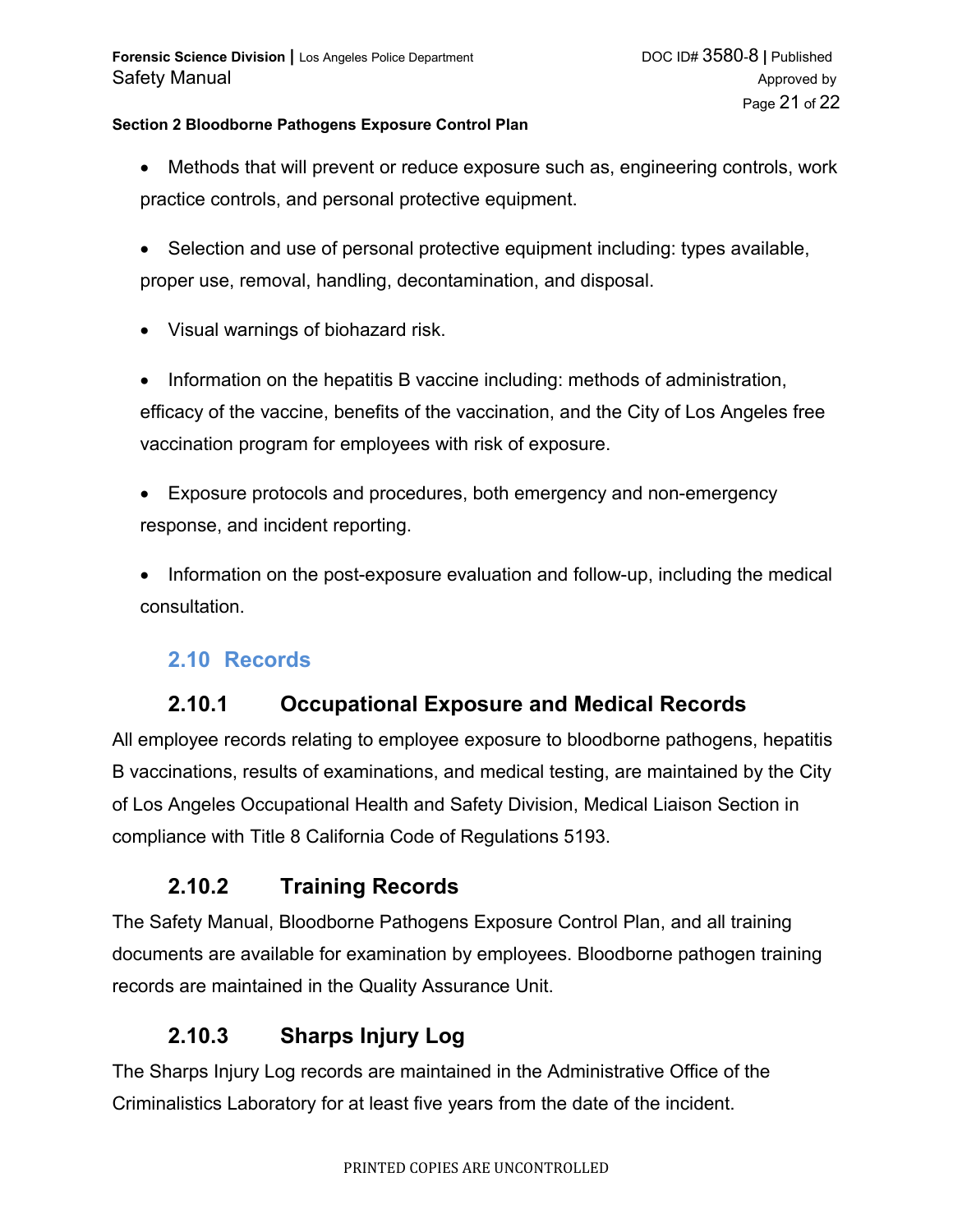- Methods that will prevent or reduce exposure such as, engineering controls, work practice controls, and personal protective equipment.
- Selection and use of personal protective equipment including: types available, proper use, removal, handling, decontamination, and disposal.
- Visual warnings of biohazard risk.
- Information on the hepatitis B vaccine including: methods of administration, efficacy of the vaccine, benefits of the vaccination, and the City of Los Angeles free vaccination program for employees with risk of exposure.
- Exposure protocols and procedures, both emergency and non-emergency response, and incident reporting.
- Information on the post-exposure evaluation and follow-up, including the medical consultation.

## 2.10 Records

### 2.10.1 Occupational Exposure and Medical Records

All employee records relating to employee exposure to bloodborne pathogens, hepatitis B vaccinations, results of examinations, and medical testing, are maintained by the City of Los Angeles Occupational Health and Safety Division, Medical Liaison Section in compliance with Title 8 California Code of Regulations 5193.

### 2.10.2 Training Records

The Safety Manual, Bloodborne Pathogens Exposure Control Plan, and all training documents are available for examination by employees. Bloodborne pathogen training records are maintained in the Quality Assurance Unit.

### 2.10.3 Sharps Injury Log

The Sharps Injury Log records are maintained in the Administrative Office of the Criminalistics Laboratory for at least five years from the date of the incident.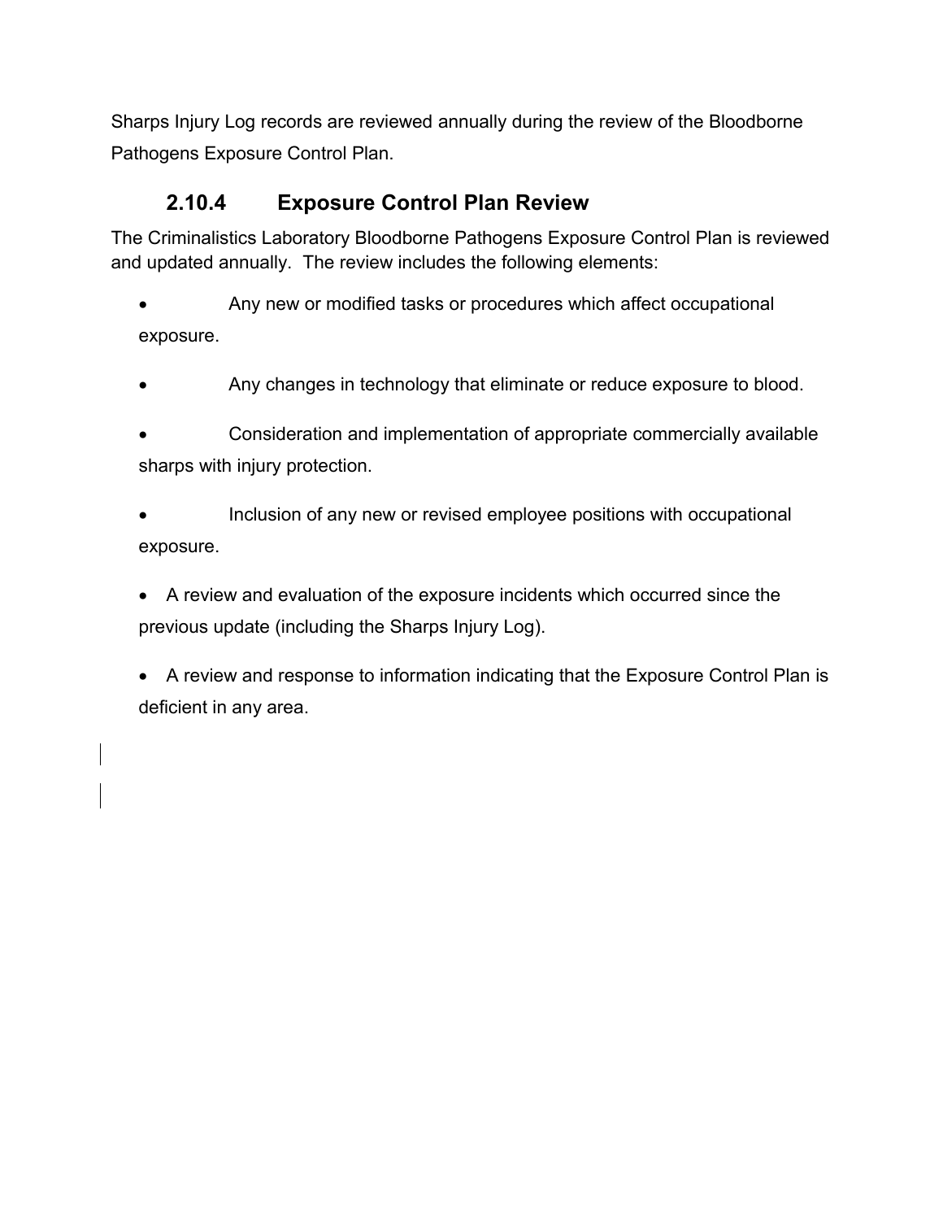Sharps Injury Log records are reviewed annually during the review of the Bloodborne Pathogens Exposure Control Plan.

### 2.10.4 Exposure Control Plan Review

The Criminalistics Laboratory Bloodborne Pathogens Exposure Control Plan is reviewed and updated annually. The review includes the following elements:

- Any new or modified tasks or procedures which affect occupational exposure.
- Any changes in technology that eliminate or reduce exposure to blood.
- Consideration and implementation of appropriate commercially available sharps with injury protection.
- Inclusion of any new or revised employee positions with occupational exposure.
- A review and evaluation of the exposure incidents which occurred since the previous update (including the Sharps Injury Log).
- A review and response to information indicating that the Exposure Control Plan is deficient in any area.